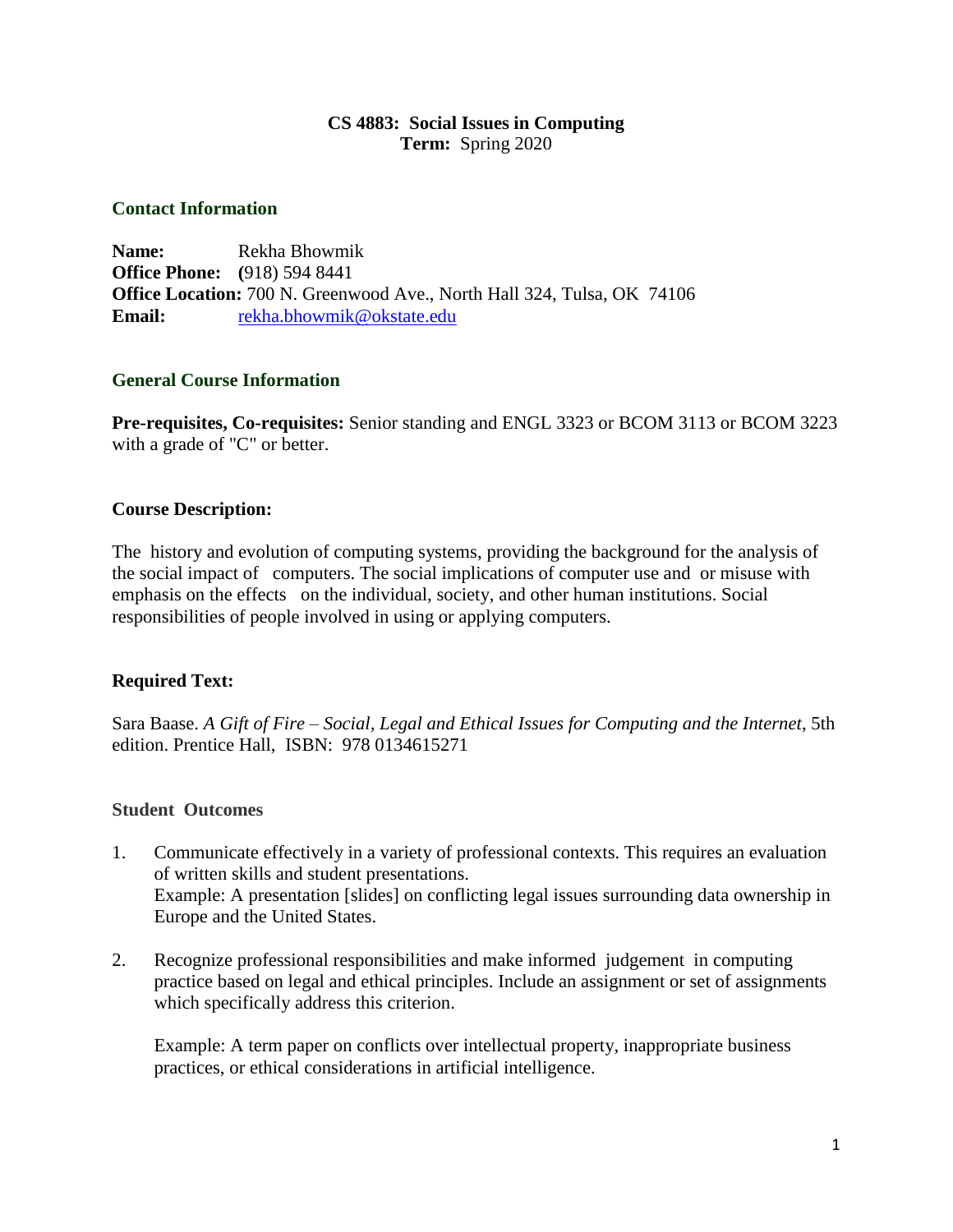# CS 4883: Social Issues in Computing

**Term:** Spring 2020

## Contact Information

**Name:** Rekha Bhowmik
**Office Phone:** (918) 594 8441
**Office Location:** 700 N. Greenwood Ave., North Hall 324, Tulsa, OK 74106
**Email:** rekha.bhowmik@okstate.edu

## General Course Information

**Pre-requisites, Co-requisites:** Senior standing and ENGL 3323 or BCOM 3113 or BCOM 3223 with a grade of "C" or better.

### Course Description:

The history and evolution of computing systems, providing the background for the analysis of the social impact of computers. The social implications of computer use and or misuse with emphasis on the effects on the individual, society, and other human institutions. Social responsibilities of people involved in using or applying computers.

### Required Text:

Sara Baase. *A Gift of Fire – Social, Legal and Ethical Issues for Computing and the Internet*, 5th edition. Prentice Hall, ISBN: 978 0134615271

### Student Outcomes

1. Communicate effectively in a variety of professional contexts. This requires an evaluation of written skills and student presentations.
   Example: A presentation [slides] on conflicting legal issues surrounding data ownership in Europe and the United States.

2. Recognize professional responsibilities and make informed judgement in computing practice based on legal and ethical principles. Include an assignment or set of assignments which specifically address this criterion.

   Example: A term paper on conflicts over intellectual property, inappropriate business practices, or ethical considerations in artificial intelligence.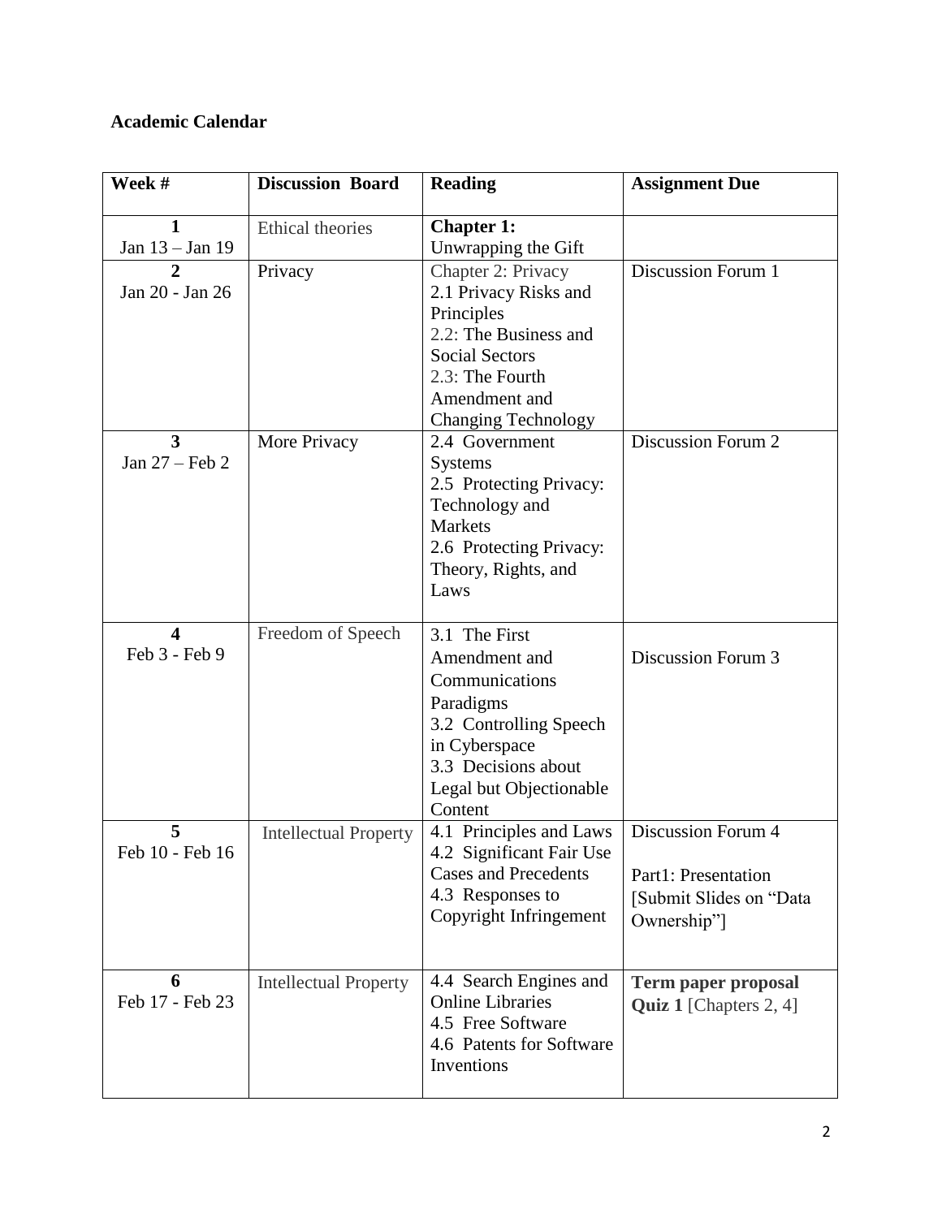**Academic Calendar**

| Week # | Discussion Board | Reading | Assignment Due |
|---|---|---|---|
| **1**<br>Jan 13 – Jan 19 | Ethical theories | **Chapter 1:**<br>Unwrapping the Gift | |
| **2**<br>Jan 20 - Jan 26 | Privacy | Chapter 2: Privacy<br>2.1 Privacy Risks and Principles<br>2.2: The Business and Social Sectors<br>2.3: The Fourth Amendment and Changing Technology | Discussion Forum 1 |
| **3**<br>Jan 27 – Feb 2 | More Privacy | 2.4 Government Systems<br>2.5 Protecting Privacy: Technology and Markets<br>2.6 Protecting Privacy: Theory, Rights, and Laws | Discussion Forum 2 |
| **4**<br>Feb 3 - Feb 9 | Freedom of Speech | 3.1 The First Amendment and Communications Paradigms<br>3.2 Controlling Speech in Cyberspace<br>3.3 Decisions about Legal but Objectionable Content | Discussion Forum 3 |
| **5**<br>Feb 10 - Feb 16 | Intellectual Property | 4.1 Principles and Laws<br>4.2 Significant Fair Use Cases and Precedents<br>4.3 Responses to Copyright Infringement | Discussion Forum 4<br><br>Part1: Presentation [Submit Slides on "Data Ownership"] |
| **6**<br>Feb 17 - Feb 23 | Intellectual Property | 4.4 Search Engines and Online Libraries<br>4.5 Free Software<br>4.6 Patents for Software Inventions | **Term paper proposal**<br>**Quiz 1** [Chapters 2, 4] |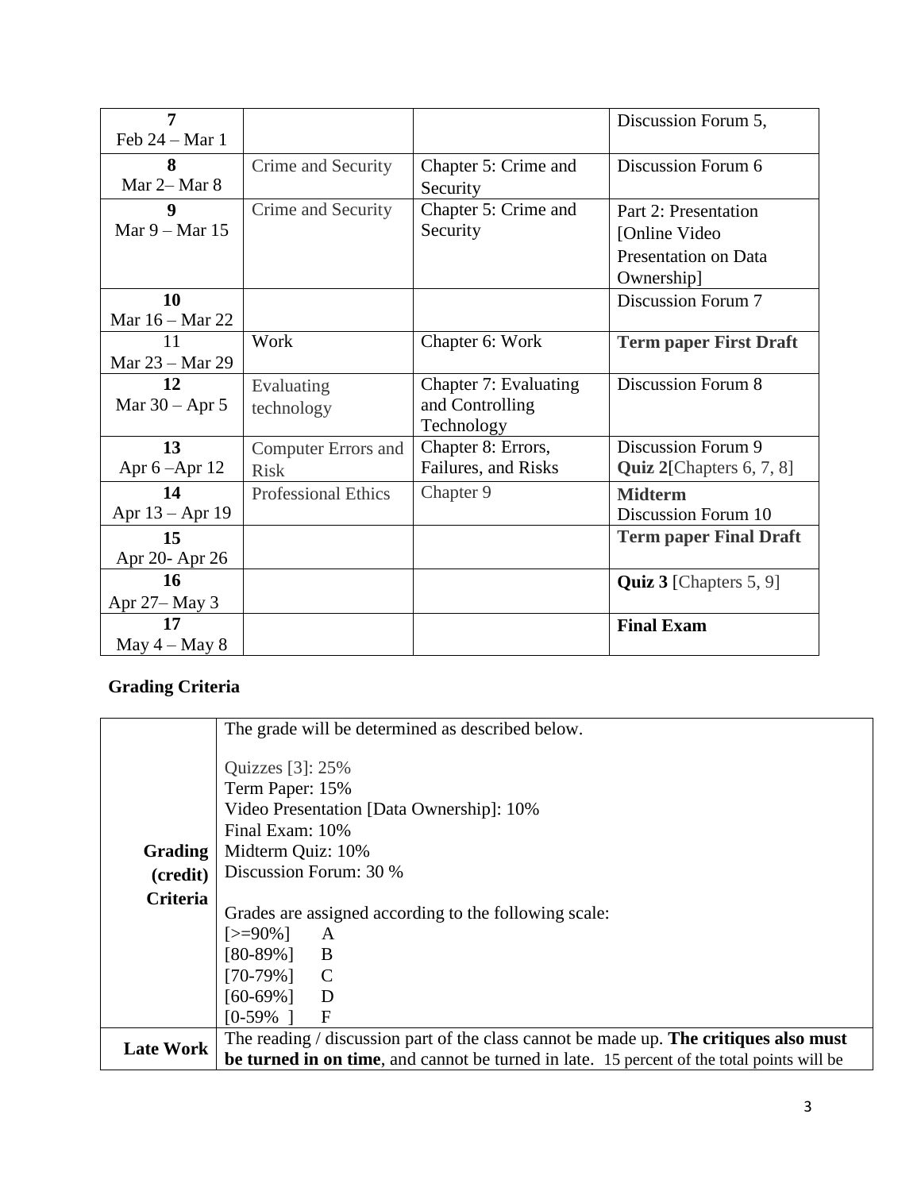| | | | |
|---|---|---|---|
| **7**<br>Feb 24 – Mar 1 | | | Discussion Forum 5, |
| **8**<br>Mar 2– Mar 8 | Crime and Security | Chapter 5: Crime and Security | Discussion Forum 6 |
| **9**<br>Mar 9 – Mar 15 | Crime and Security | Chapter 5: Crime and Security | Part 2: Presentation [Online Video Presentation on Data Ownership] |
| **10**<br>Mar 16 – Mar 22 | | | Discussion Forum 7 |
| 11<br>Mar 23 – Mar 29 | Work | Chapter 6: Work | **Term paper First Draft** |
| **12**<br>Mar 30 – Apr 5 | Evaluating technology | Chapter 7: Evaluating and Controlling Technology | Discussion Forum 8 |
| **13**<br>Apr 6 –Apr 12 | Computer Errors and Risk | Chapter 8: Errors, Failures, and Risks | Discussion Forum 9<br>**Quiz 2**[Chapters 6, 7, 8] |
| **14**<br>Apr 13 – Apr 19 | Professional Ethics | Chapter 9 | **Midterm**<br>Discussion Forum 10 |
| **15**<br>Apr 20- Apr 26 | | | **Term paper Final Draft** |
| **16**<br>Apr 27– May 3 | | | **Quiz 3** [Chapters 5, 9] |
| **17**<br>May 4 – May 8 | | | **Final Exam** |

## Grading Criteria

| | |
|---|---|
| **Grading (credit) Criteria** | The grade will be determined as described below.<br><br>Quizzes [3]: 25%<br>Term Paper: 15%<br>Video Presentation [Data Ownership]: 10%<br>Final Exam: 10%<br>Midterm Quiz: 10%<br>Discussion Forum: 30 %<br><br>Grades are assigned according to the following scale:<br>[>=90%] A<br>[80-89%] B<br>[70-79%] C<br>[60-69%] D<br>[0-59% ] F |
| **Late Work** | The reading / discussion part of the class cannot be made up. **The critiques also must be turned in on time**, and cannot be turned in late. 15 percent of the total points will be |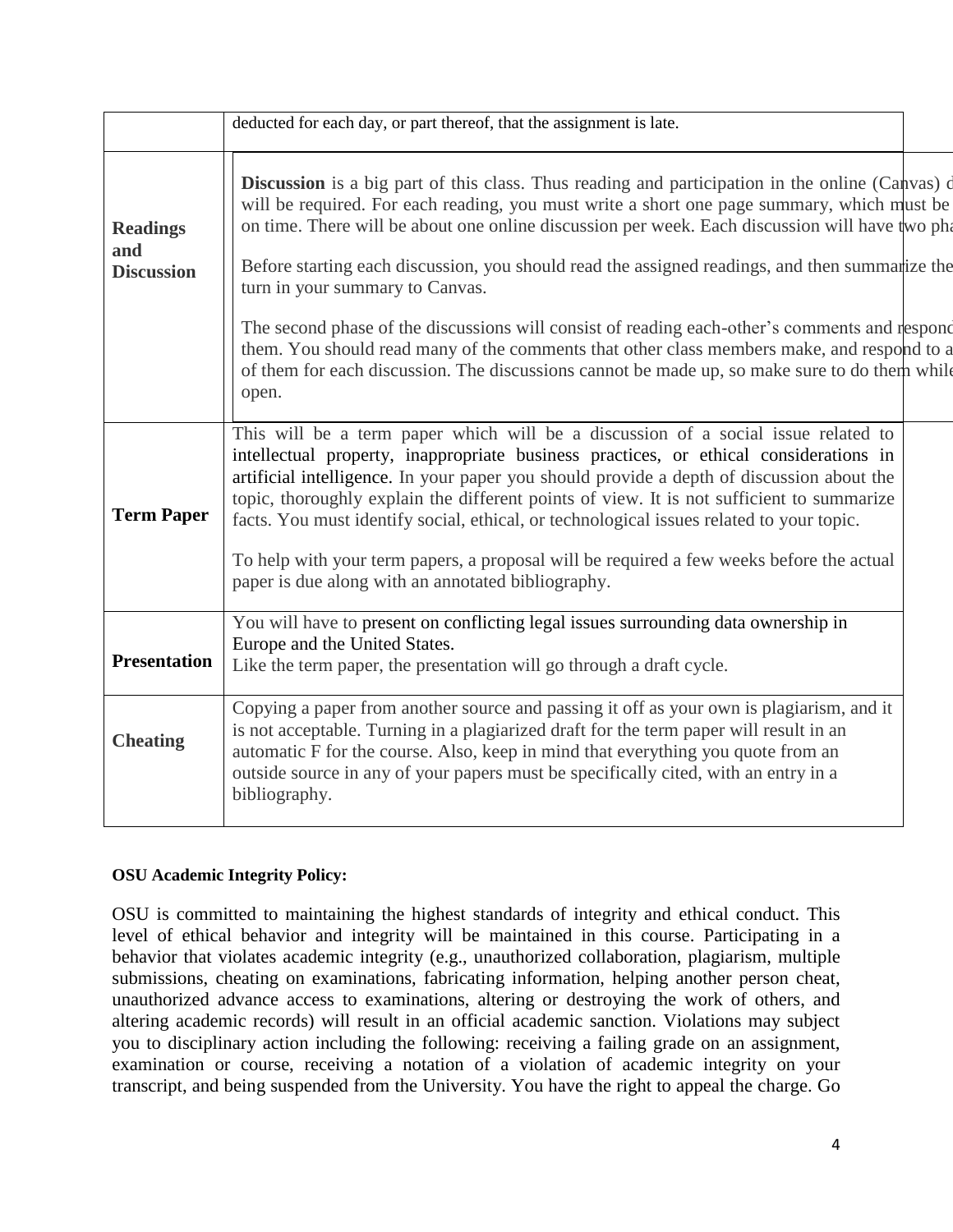| | |
|---|---|
| | deducted for each day, or part thereof, that the assignment is late. |
| **Readings and Discussion** | **Discussion** is a big part of this class. Thus reading and participation in the online (Canvas) d will be required. For each reading, you must write a short one page summary, which must be on time. There will be about one online discussion per week. Each discussion will have two pha<br><br>Before starting each discussion, you should read the assigned readings, and then summarize the turn in your summary to Canvas.<br><br>The second phase of the discussions will consist of reading each-other's comments and respond them. You should read many of the comments that other class members make, and respond to a of them for each discussion. The discussions cannot be made up, so make sure to do them while open. |
| **Term Paper** | This will be a term paper which will be a discussion of a social issue related to intellectual property, inappropriate business practices, or ethical considerations in artificial intelligence. In your paper you should provide a depth of discussion about the topic, thoroughly explain the different points of view. It is not sufficient to summarize facts. You must identify social, ethical, or technological issues related to your topic.<br><br>To help with your term papers, a proposal will be required a few weeks before the actual paper is due along with an annotated bibliography. |
| **Presentation** | You will have to present on conflicting legal issues surrounding data ownership in Europe and the United States.<br>Like the term paper, the presentation will go through a draft cycle. |
| **Cheating** | Copying a paper from another source and passing it off as your own is plagiarism, and it is not acceptable. Turning in a plagiarized draft for the term paper will result in an automatic F for the course. Also, keep in mind that everything you quote from an outside source in any of your papers must be specifically cited, with an entry in a bibliography. |

**OSU Academic Integrity Policy:**

OSU is committed to maintaining the highest standards of integrity and ethical conduct. This level of ethical behavior and integrity will be maintained in this course. Participating in a behavior that violates academic integrity (e.g., unauthorized collaboration, plagiarism, multiple submissions, cheating on examinations, fabricating information, helping another person cheat, unauthorized advance access to examinations, altering or destroying the work of others, and altering academic records) will result in an official academic sanction. Violations may subject you to disciplinary action including the following: receiving a failing grade on an assignment, examination or course, receiving a notation of a violation of academic integrity on your transcript, and being suspended from the University. You have the right to appeal the charge. Go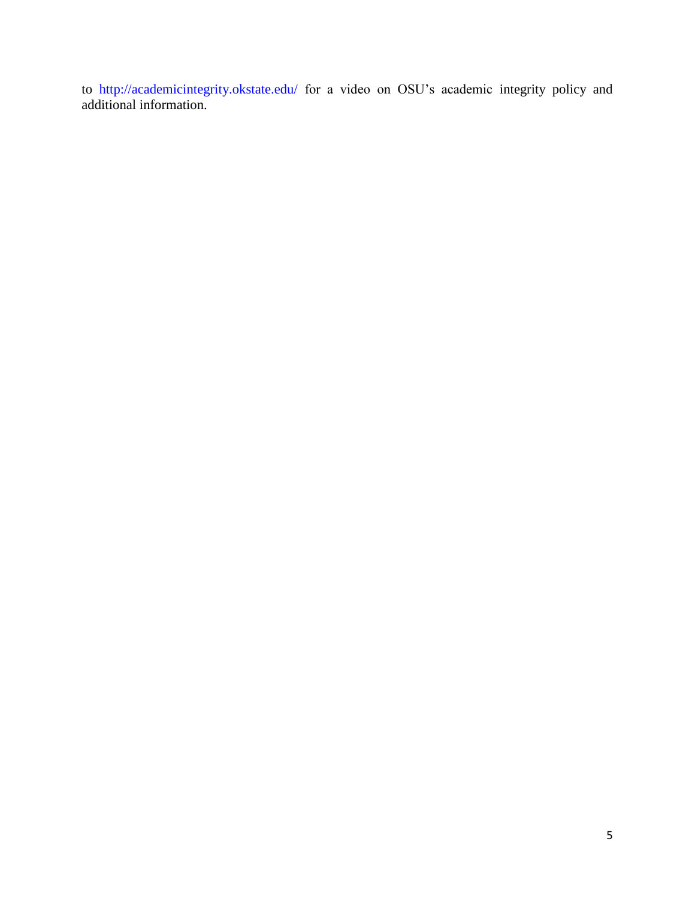to http://academicintegrity.okstate.edu/ for a video on OSU's academic integrity policy and additional information.